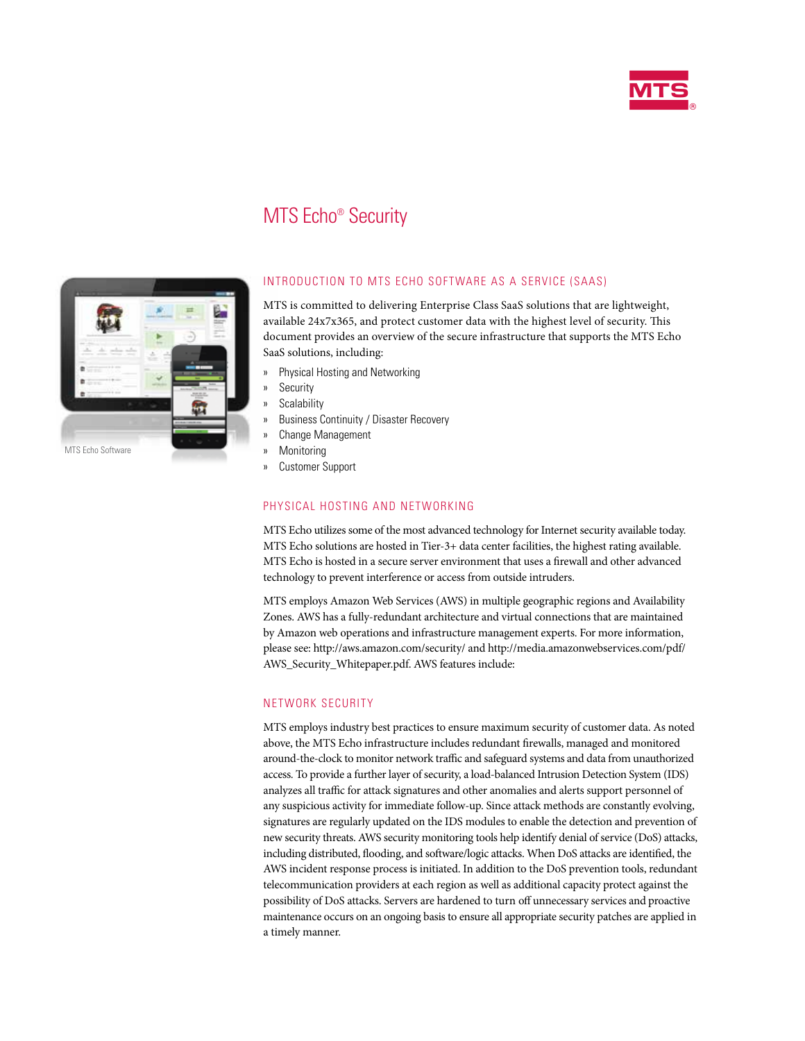# MTS Echo® Security

MTS Echo Software

## INTRODUCTION TO MTS ECHO SOFTWARE AS A SERVICE (SAAS)

MTS is committed to delivering Enterprise Class SaaS solutions that are lightweight, available 24x7x365, and protect customer data with the highest level of security. This document provides an overview of the secure infrastructure that supports the MTS Echo SaaS solutions, including:

- Physical Hosting and Networking
- Security
- Scalability
- Business Continuity / Disaster Recovery
- Change Management
- Monitoring
- Customer Support

## PHYSICAL HOSTING AND NETWORKING

MTS Echo utilizes some of the most advanced technology for Internet security available today. MTS Echo solutions are hosted in Tier-3+ data center facilities, the highest rating available. MTS Echo is hosted in a secure server environment that uses a firewall and other advanced technology to prevent interference or access from outside intruders.

MTS employs Amazon Web Services (AWS) in multiple geographic regions and Availability Zones. AWS has a fully-redundant architecture and virtual connections that are maintained by Amazon web operations and infrastructure management experts. For more information, please see: http://aws.amazon.com/security/ and http://media.amazonwebservices.com/pdf/AWS_Security_Whitepaper.pdf. AWS features include:

## NETWORK SECURITY

MTS employs industry best practices to ensure maximum security of customer data. As noted above, the MTS Echo infrastructure includes redundant firewalls, managed and monitored around-the-clock to monitor network traffic and safeguard systems and data from unauthorized access. To provide a further layer of security, a load-balanced Intrusion Detection System (IDS) analyzes all traffic for attack signatures and other anomalies and alerts support personnel of any suspicious activity for immediate follow-up. Since attack methods are constantly evolving, signatures are regularly updated on the IDS modules to enable the detection and prevention of new security threats. AWS security monitoring tools help identify denial of service (DoS) attacks, including distributed, flooding, and software/logic attacks. When DoS attacks are identified, the AWS incident response process is initiated. In addition to the DoS prevention tools, redundant telecommunication providers at each region as well as additional capacity protect against the possibility of DoS attacks. Servers are hardened to turn off unnecessary services and proactive maintenance occurs on an ongoing basis to ensure all appropriate security patches are applied in a timely manner.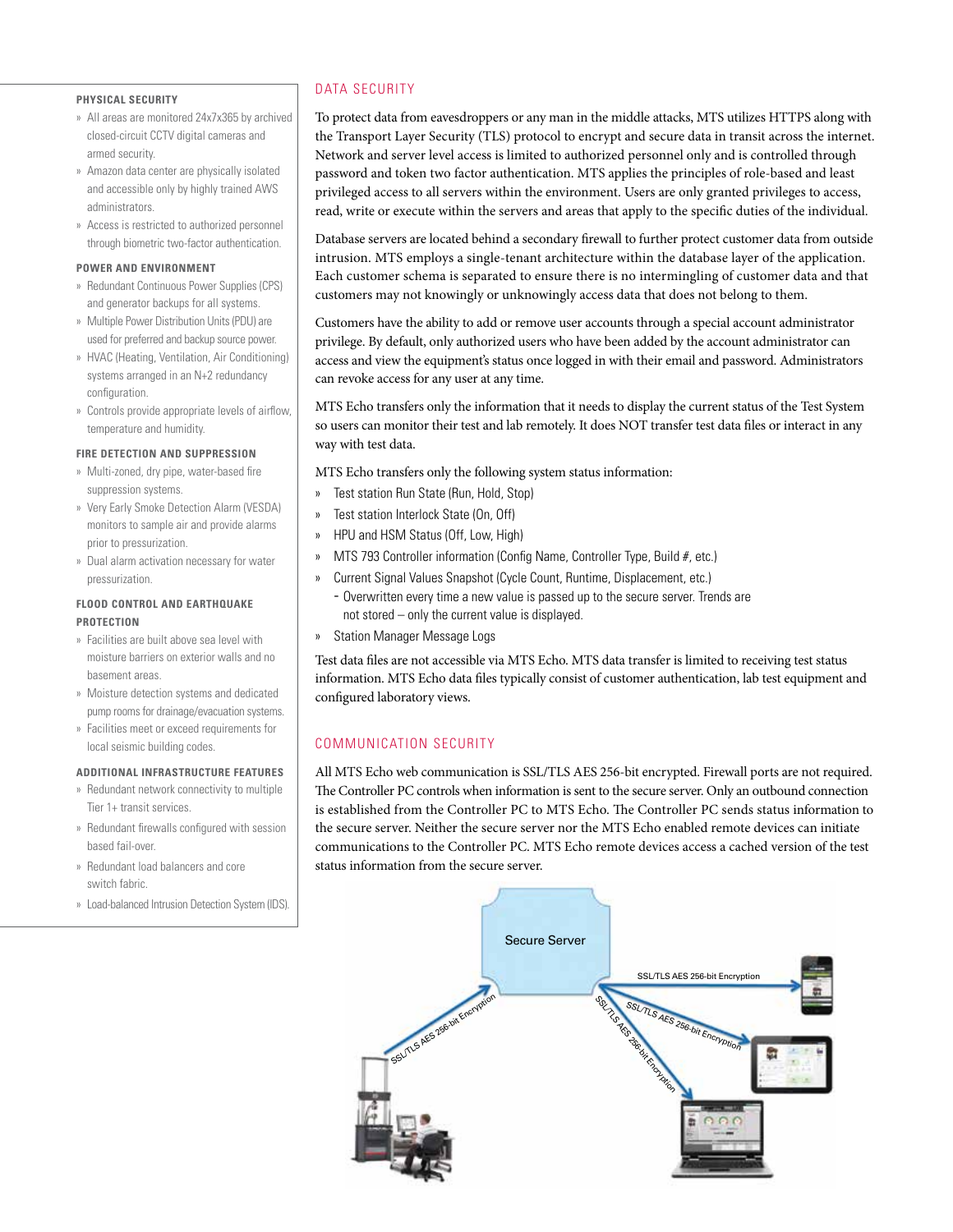### PHYSICAL SECURITY

- All areas are monitored 24x7x365 by archived closed-circuit CCTV digital cameras and armed security.
- Amazon data center are physically isolated and accessible only by highly trained AWS administrators.
- Access is restricted to authorized personnel through biometric two-factor authentication.

### POWER AND ENVIRONMENT

- Redundant Continuous Power Supplies (CPS) and generator backups for all systems.
- Multiple Power Distribution Units (PDU) are used for preferred and backup source power.
- HVAC (Heating, Ventilation, Air Conditioning) systems arranged in an N+2 redundancy configuration.
- Controls provide appropriate levels of airflow, temperature and humidity.

### FIRE DETECTION AND SUPPRESSION

- Multi-zoned, dry pipe, water-based fire suppression systems.
- Very Early Smoke Detection Alarm (VESDA) monitors to sample air and provide alarms prior to pressurization.
- Dual alarm activation necessary for water pressurization.

### FLOOD CONTROL AND EARTHQUAKE PROTECTION

- Facilities are built above sea level with moisture barriers on exterior walls and no basement areas.
- Moisture detection systems and dedicated pump rooms for drainage/evacuation systems.
- Facilities meet or exceed requirements for local seismic building codes.

### ADDITIONAL INFRASTRUCTURE FEATURES

- Redundant network connectivity to multiple Tier 1+ transit services.
- Redundant firewalls configured with session based fail-over.
- Redundant load balancers and core switch fabric.
- Load-balanced Intrusion Detection System (IDS).

## DATA SECURITY

To protect data from eavesdroppers or any man in the middle attacks, MTS utilizes HTTPS along with the Transport Layer Security (TLS) protocol to encrypt and secure data in transit across the internet. Network and server level access is limited to authorized personnel only and is controlled through password and token two factor authentication. MTS applies the principles of role-based and least privileged access to all servers within the environment. Users are only granted privileges to access, read, write or execute within the servers and areas that apply to the specific duties of the individual.

Database servers are located behind a secondary firewall to further protect customer data from outside intrusion. MTS employs a single-tenant architecture within the database layer of the application. Each customer schema is separated to ensure there is no intermingling of customer data and that customers may not knowingly or unknowingly access data that does not belong to them.

Customers have the ability to add or remove user accounts through a special account administrator privilege. By default, only authorized users who have been added by the account administrator can access and view the equipment's status once logged in with their email and password. Administrators can revoke access for any user at any time.

MTS Echo transfers only the information that it needs to display the current status of the Test System so users can monitor their test and lab remotely. It does NOT transfer test data files or interact in any way with test data.

MTS Echo transfers only the following system status information:

- Test station Run State (Run, Hold, Stop)
- Test station Interlock State (On, Off)
- HPU and HSM Status (Off, Low, High)
- MTS 793 Controller information (Config Name, Controller Type, Build #, etc.)
- Current Signal Values Snapshot (Cycle Count, Runtime, Displacement, etc.)
  - Overwritten every time a new value is passed up to the secure server. Trends are not stored – only the current value is displayed.
- Station Manager Message Logs

Test data files are not accessible via MTS Echo. MTS data transfer is limited to receiving test status information. MTS Echo data files typically consist of customer authentication, lab test equipment and configured laboratory views.

## COMMUNICATION SECURITY

All MTS Echo web communication is SSL/TLS AES 256-bit encrypted. Firewall ports are not required. The Controller PC controls when information is sent to the secure server. Only an outbound connection is established from the Controller PC to MTS Echo. The Controller PC sends status information to the secure server. Neither the secure server nor the MTS Echo enabled remote devices can initiate communications to the Controller PC. MTS Echo remote devices access a cached version of the test status information from the secure server.

Secure Server

SSL/TLS AES 256-bit Encryption

SSL/TLS AES 256-bit Encryption

SSL/TLS AES 256-bit Encryption

SSL/TLS AES 256-bit Encryption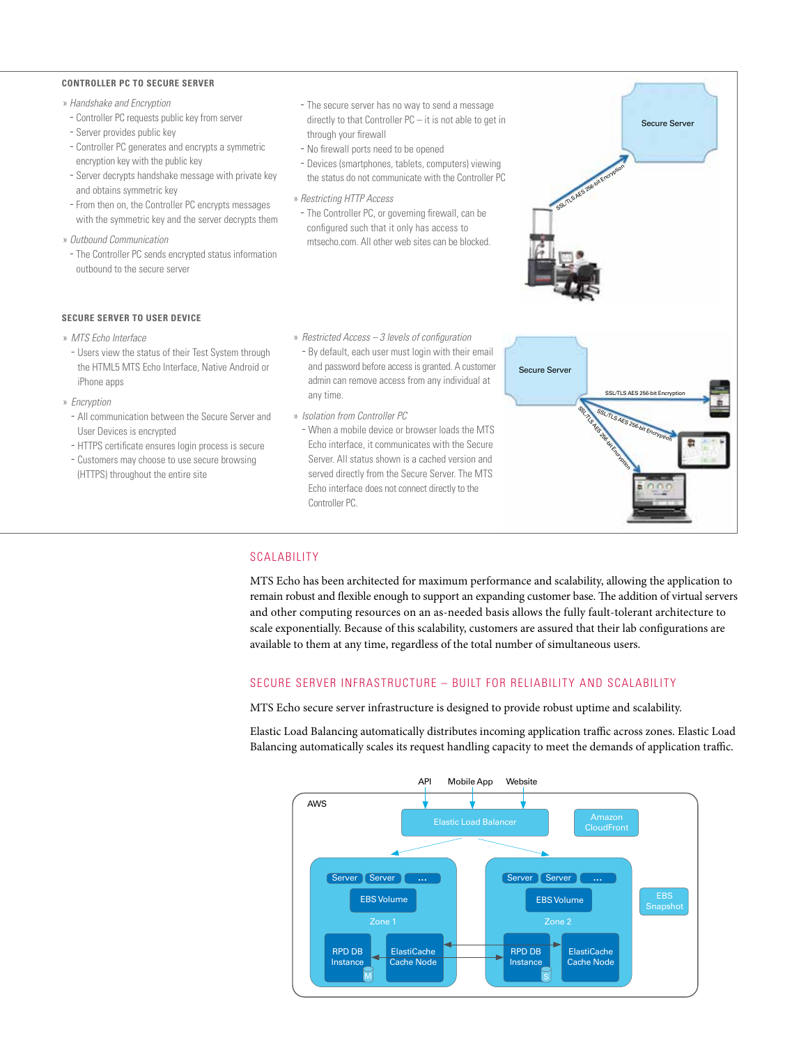## CONTROLLER PC TO SECURE SERVER

» *Handshake and Encryption*

- Controller PC requests public key from server
- Server provides public key
- Controller PC generates and encrypts a symmetric encryption key with the public key
- Server decrypts handshake message with private key and obtains symmetric key
- From then on, the Controller PC encrypts messages with the symmetric key and the server decrypts them

» *Outbound Communication*

- The Controller PC sends encrypted status information outbound to the secure server
- The secure server has no way to send a message directly to that Controller PC – it is not able to get in through your firewall
- No firewall ports need to be opened
- Devices (smartphones, tablets, computers) viewing the status do not communicate with the Controller PC

» *Restricting HTTP Access*

- The Controller PC, or governing firewall, can be configured such that it only has access to mtsecho.com. All other web sites can be blocked.

## SECURE SERVER TO USER DEVICE

» *MTS Echo Interface*

- Users view the status of their Test System through the HTML5 MTS Echo Interface, Native Android or iPhone apps

» *Encryption*

- All communication between the Secure Server and User Devices is encrypted
- HTTPS certificate ensures login process is secure
- Customers may choose to use secure browsing (HTTPS) throughout the entire site

» *Restricted Access – 3 levels of configuration*

- By default, each user must login with their email and password before access is granted. A customer admin can remove access from any individual at any time.

» *Isolation from Controller PC*

- When a mobile device or browser loads the MTS Echo interface, it communicates with the Secure Server. All status shown is a cached version and served directly from the Secure Server. The MTS Echo interface does not connect directly to the Controller PC.

## SCALABILITY

MTS Echo has been architected for maximum performance and scalability, allowing the application to remain robust and flexible enough to support an expanding customer base. The addition of virtual servers and other computing resources on an as-needed basis allows the fully fault-tolerant architecture to scale exponentially. Because of this scalability, customers are assured that their lab configurations are available to them at any time, regardless of the total number of simultaneous users.

## SECURE SERVER INFRASTRUCTURE – BUILT FOR RELIABILITY AND SCALABILITY

MTS Echo secure server infrastructure is designed to provide robust uptime and scalability.

Elastic Load Balancing automatically distributes incoming application traffic across zones. Elastic Load Balancing automatically scales its request handling capacity to meet the demands of application traffic.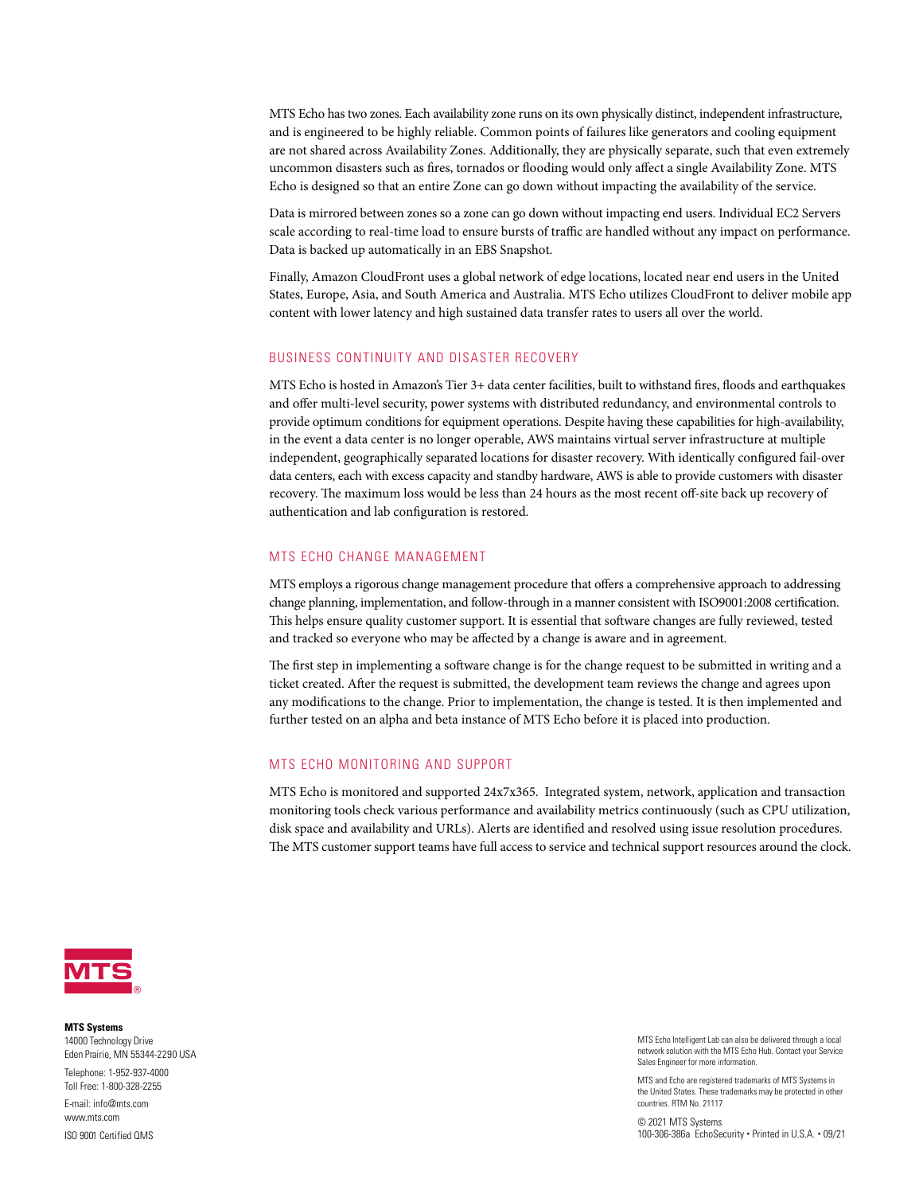MTS Echo has two zones. Each availability zone runs on its own physically distinct, independent infrastructure, and is engineered to be highly reliable. Common points of failures like generators and cooling equipment are not shared across Availability Zones. Additionally, they are physically separate, such that even extremely uncommon disasters such as fires, tornados or flooding would only affect a single Availability Zone. MTS Echo is designed so that an entire Zone can go down without impacting the availability of the service.

Data is mirrored between zones so a zone can go down without impacting end users. Individual EC2 Servers scale according to real-time load to ensure bursts of traffic are handled without any impact on performance. Data is backed up automatically in an EBS Snapshot.

Finally, Amazon CloudFront uses a global network of edge locations, located near end users in the United States, Europe, Asia, and South America and Australia. MTS Echo utilizes CloudFront to deliver mobile app content with lower latency and high sustained data transfer rates to users all over the world.

## BUSINESS CONTINUITY AND DISASTER RECOVERY

MTS Echo is hosted in Amazon's Tier 3+ data center facilities, built to withstand fires, floods and earthquakes and offer multi-level security, power systems with distributed redundancy, and environmental controls to provide optimum conditions for equipment operations. Despite having these capabilities for high-availability, in the event a data center is no longer operable, AWS maintains virtual server infrastructure at multiple independent, geographically separated locations for disaster recovery. With identically configured fail-over data centers, each with excess capacity and standby hardware, AWS is able to provide customers with disaster recovery. The maximum loss would be less than 24 hours as the most recent off-site back up recovery of authentication and lab configuration is restored.

## MTS ECHO CHANGE MANAGEMENT

MTS employs a rigorous change management procedure that offers a comprehensive approach to addressing change planning, implementation, and follow-through in a manner consistent with ISO9001:2008 certification. This helps ensure quality customer support. It is essential that software changes are fully reviewed, tested and tracked so everyone who may be affected by a change is aware and in agreement.

The first step in implementing a software change is for the change request to be submitted in writing and a ticket created. After the request is submitted, the development team reviews the change and agrees upon any modifications to the change. Prior to implementation, the change is tested. It is then implemented and further tested on an alpha and beta instance of MTS Echo before it is placed into production.

## MTS ECHO MONITORING AND SUPPORT

MTS Echo is monitored and supported 24x7x365. Integrated system, network, application and transaction monitoring tools check various performance and availability metrics continuously (such as CPU utilization, disk space and availability and URLs). Alerts are identified and resolved using issue resolution procedures. The MTS customer support teams have full access to service and technical support resources around the clock.

MTS

**MTS Systems**
14000 Technology Drive
Eden Prairie, MN 55344-2290 USA

Telephone: 1-952-937-4000
Toll Free: 1-800-328-2255

E-mail: info@mts.com
www.mts.com

ISO 9001 Certified QMS

MTS Echo Intelligent Lab can also be delivered through a local network solution with the MTS Echo Hub. Contact your Service Sales Engineer for more information.

MTS and Echo are registered trademarks of MTS Systems in the United States. These trademarks may be protected in other countries. RTM No. 21117

© 2021 MTS Systems
100-306-386a EchoSecurity • Printed in U.S.A. • 09/21